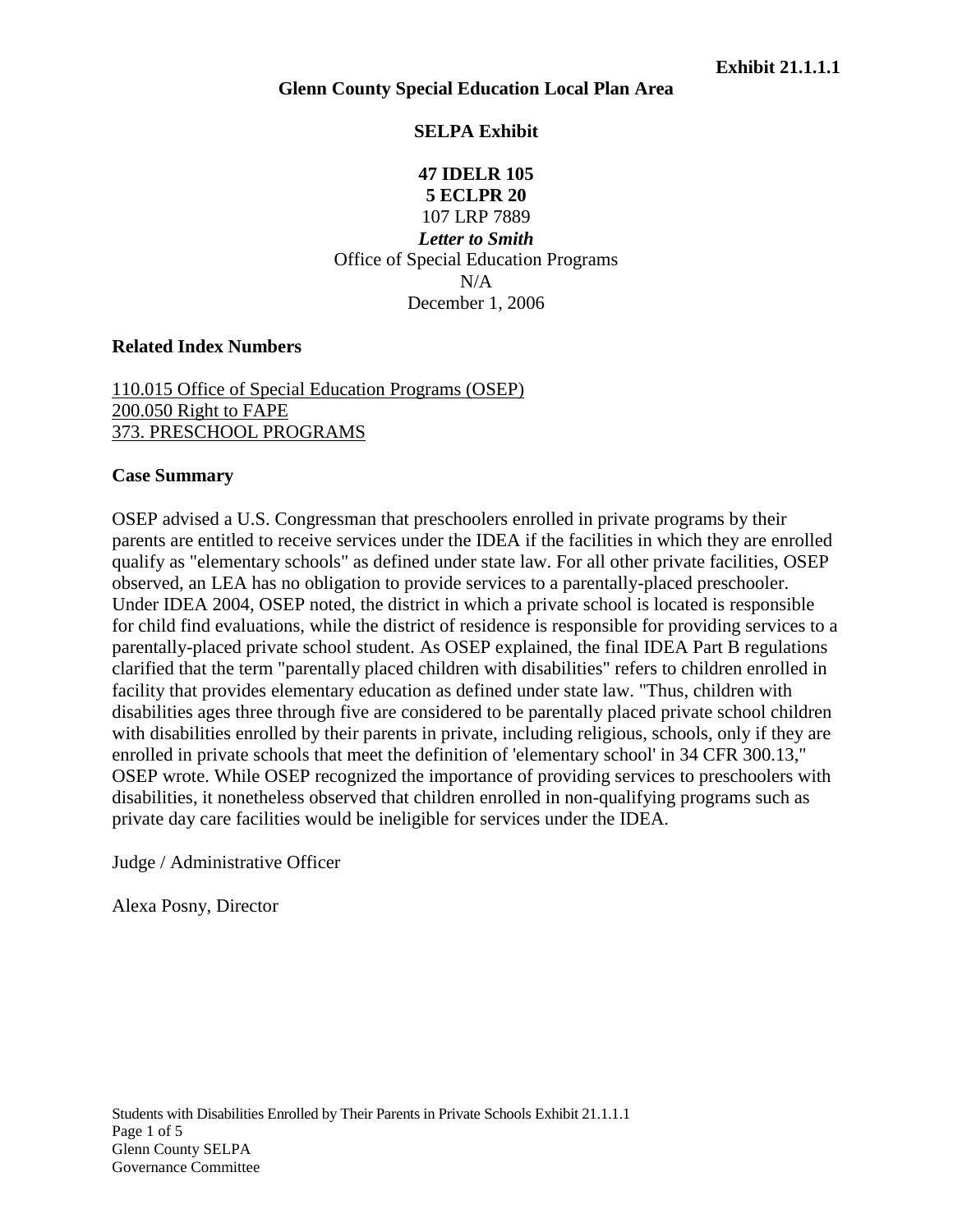**Exhibit 21.1.1.1**

**Glenn County Special Education Local Plan Area**

**SELPA Exhibit**

**47 IDELR 105**
**5 ECLPR 20**
107 LRP 7889
***Letter to Smith***
Office of Special Education Programs
N/A
December 1, 2006

**Related Index Numbers**

110.015 Office of Special Education Programs (OSEP)
200.050 Right to FAPE
373. PRESCHOOL PROGRAMS

**Case Summary**

OSEP advised a U.S. Congressman that preschoolers enrolled in private programs by their parents are entitled to receive services under the IDEA if the facilities in which they are enrolled qualify as "elementary schools" as defined under state law. For all other private facilities, OSEP observed, an LEA has no obligation to provide services to a parentally-placed preschooler. Under IDEA 2004, OSEP noted, the district in which a private school is located is responsible for child find evaluations, while the district of residence is responsible for providing services to a parentally-placed private school student. As OSEP explained, the final IDEA Part B regulations clarified that the term "parentally placed children with disabilities" refers to children enrolled in facility that provides elementary education as defined under state law. "Thus, children with disabilities ages three through five are considered to be parentally placed private school children with disabilities enrolled by their parents in private, including religious, schools, only if they are enrolled in private schools that meet the definition of 'elementary school' in 34 CFR 300.13," OSEP wrote. While OSEP recognized the importance of providing services to preschoolers with disabilities, it nonetheless observed that children enrolled in non-qualifying programs such as private day care facilities would be ineligible for services under the IDEA.

Judge / Administrative Officer

Alexa Posny, Director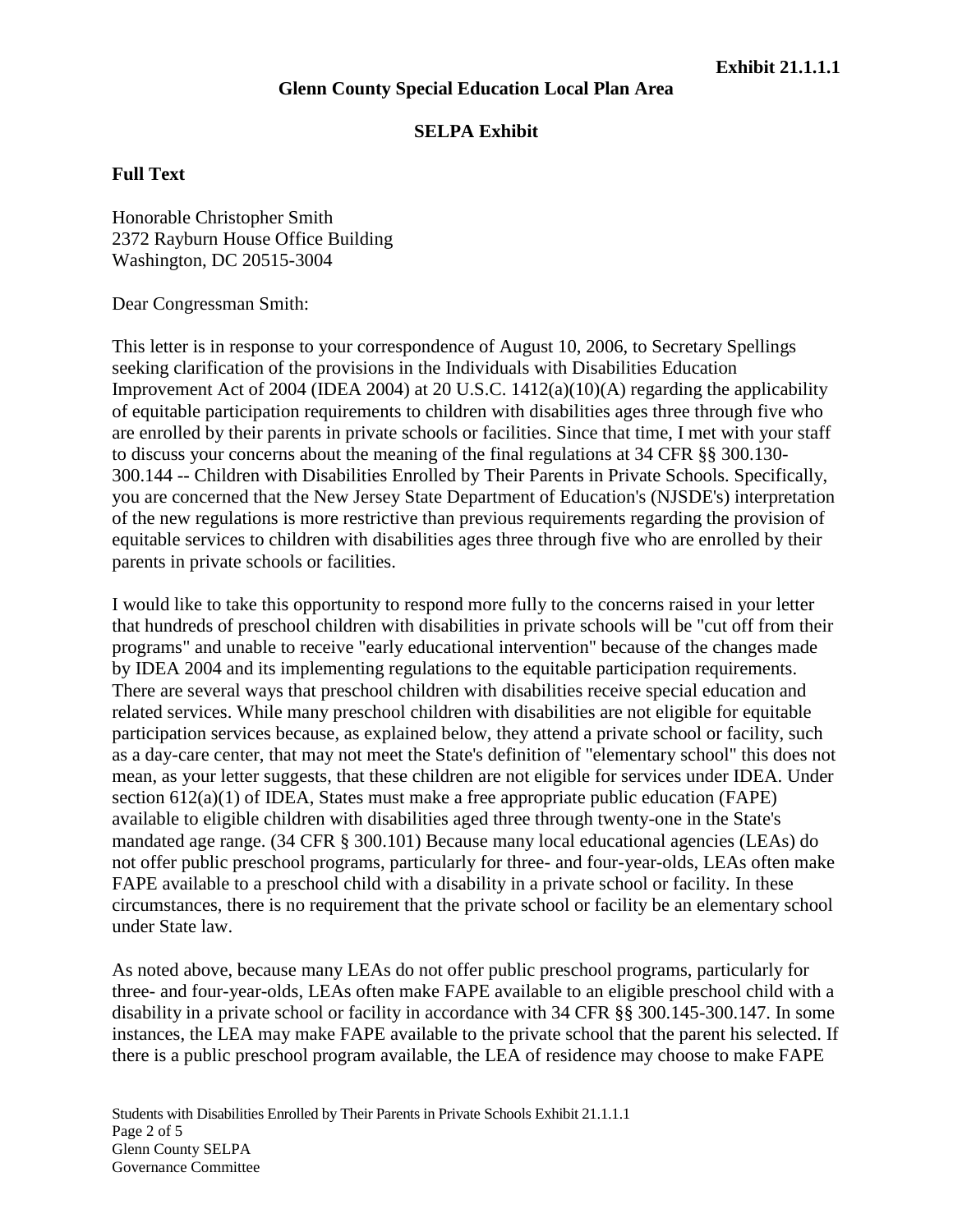**Exhibit 21.1.1.1**

**Glenn County Special Education Local Plan Area**

**SELPA Exhibit**

**Full Text**

Honorable Christopher Smith
2372 Rayburn House Office Building
Washington, DC 20515-3004

Dear Congressman Smith:

This letter is in response to your correspondence of August 10, 2006, to Secretary Spellings seeking clarification of the provisions in the Individuals with Disabilities Education Improvement Act of 2004 (IDEA 2004) at 20 U.S.C. 1412(a)(10)(A) regarding the applicability of equitable participation requirements to children with disabilities ages three through five who are enrolled by their parents in private schools or facilities. Since that time, I met with your staff to discuss your concerns about the meaning of the final regulations at 34 CFR §§ 300.130-300.144 -- Children with Disabilities Enrolled by Their Parents in Private Schools. Specifically, you are concerned that the New Jersey State Department of Education's (NJSDE's) interpretation of the new regulations is more restrictive than previous requirements regarding the provision of equitable services to children with disabilities ages three through five who are enrolled by their parents in private schools or facilities.

I would like to take this opportunity to respond more fully to the concerns raised in your letter that hundreds of preschool children with disabilities in private schools will be "cut off from their programs" and unable to receive "early educational intervention" because of the changes made by IDEA 2004 and its implementing regulations to the equitable participation requirements. There are several ways that preschool children with disabilities receive special education and related services. While many preschool children with disabilities are not eligible for equitable participation services because, as explained below, they attend a private school or facility, such as a day-care center, that may not meet the State's definition of "elementary school" this does not mean, as your letter suggests, that these children are not eligible for services under IDEA. Under section 612(a)(1) of IDEA, States must make a free appropriate public education (FAPE) available to eligible children with disabilities aged three through twenty-one in the State's mandated age range. (34 CFR § 300.101) Because many local educational agencies (LEAs) do not offer public preschool programs, particularly for three- and four-year-olds, LEAs often make FAPE available to a preschool child with a disability in a private school or facility. In these circumstances, there is no requirement that the private school or facility be an elementary school under State law.

As noted above, because many LEAs do not offer public preschool programs, particularly for three- and four-year-olds, LEAs often make FAPE available to an eligible preschool child with a disability in a private school or facility in accordance with 34 CFR §§ 300.145-300.147. In some instances, the LEA may make FAPE available to the private school that the parent his selected. If there is a public preschool program available, the LEA of residence may choose to make FAPE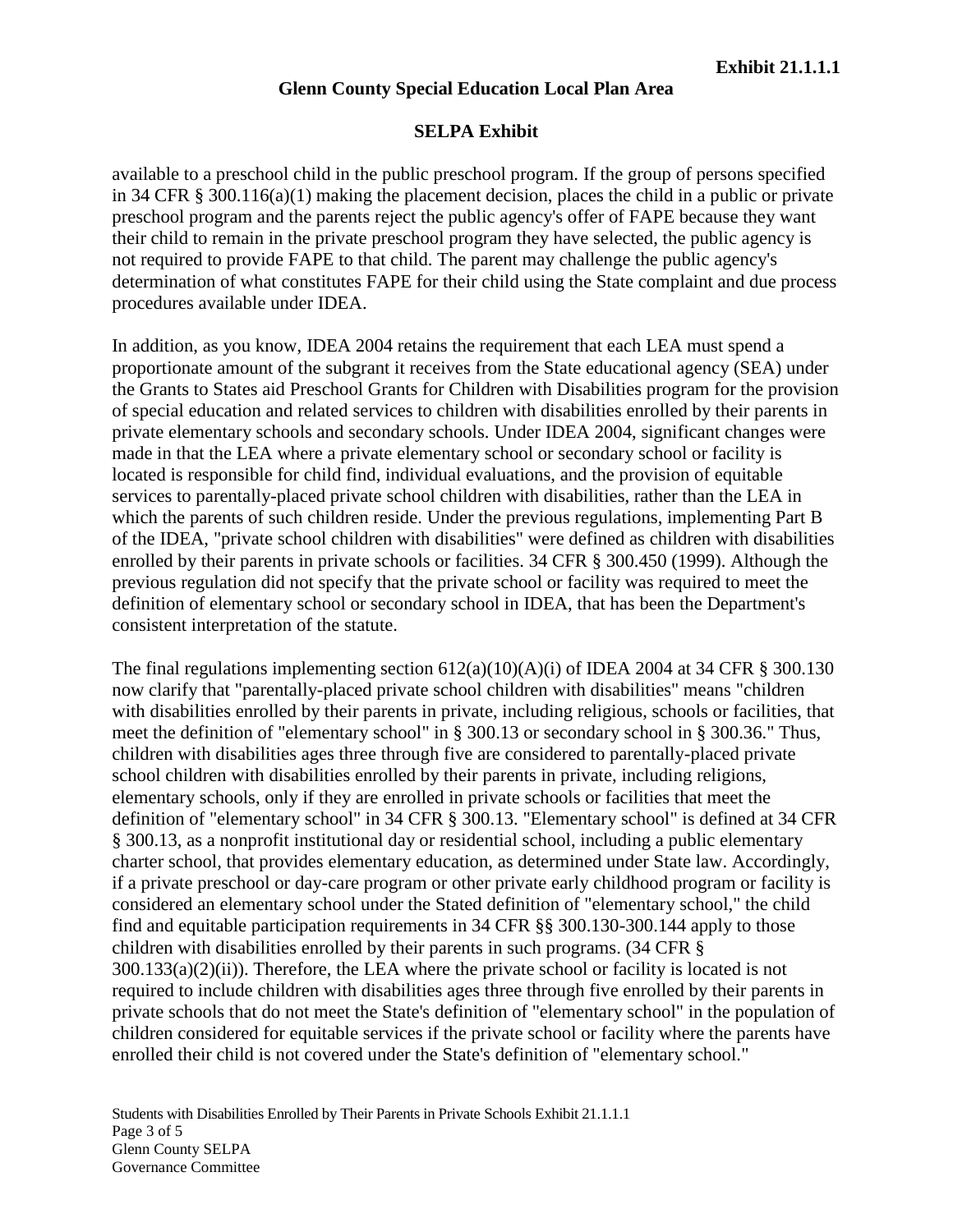available to a preschool child in the public preschool program. If the group of persons specified in 34 CFR § 300.116(a)(1) making the placement decision, places the child in a public or private preschool program and the parents reject the public agency's offer of FAPE because they want their child to remain in the private preschool program they have selected, the public agency is not required to provide FAPE to that child. The parent may challenge the public agency's determination of what constitutes FAPE for their child using the State complaint and due process procedures available under IDEA.

In addition, as you know, IDEA 2004 retains the requirement that each LEA must spend a proportionate amount of the subgrant it receives from the State educational agency (SEA) under the Grants to States aid Preschool Grants for Children with Disabilities program for the provision of special education and related services to children with disabilities enrolled by their parents in private elementary schools and secondary schools. Under IDEA 2004, significant changes were made in that the LEA where a private elementary school or secondary school or facility is located is responsible for child find, individual evaluations, and the provision of equitable services to parentally-placed private school children with disabilities, rather than the LEA in which the parents of such children reside. Under the previous regulations, implementing Part B of the IDEA, "private school children with disabilities" were defined as children with disabilities enrolled by their parents in private schools or facilities. 34 CFR § 300.450 (1999). Although the previous regulation did not specify that the private school or facility was required to meet the definition of elementary school or secondary school in IDEA, that has been the Department's consistent interpretation of the statute.

The final regulations implementing section 612(a)(10)(A)(i) of IDEA 2004 at 34 CFR § 300.130 now clarify that "parentally-placed private school children with disabilities" means "children with disabilities enrolled by their parents in private, including religious, schools or facilities, that meet the definition of "elementary school" in § 300.13 or secondary school in § 300.36." Thus, children with disabilities ages three through five are considered to parentally-placed private school children with disabilities enrolled by their parents in private, including religions, elementary schools, only if they are enrolled in private schools or facilities that meet the definition of "elementary school" in 34 CFR § 300.13. "Elementary school" is defined at 34 CFR § 300.13, as a nonprofit institutional day or residential school, including a public elementary charter school, that provides elementary education, as determined under State law. Accordingly, if a private preschool or day-care program or other private early childhood program or facility is considered an elementary school under the Stated definition of "elementary school," the child find and equitable participation requirements in 34 CFR §§ 300.130-300.144 apply to those children with disabilities enrolled by their parents in such programs. (34 CFR § 300.133(a)(2)(ii)). Therefore, the LEA where the private school or facility is located is not required to include children with disabilities ages three through five enrolled by their parents in private schools that do not meet the State's definition of "elementary school" in the population of children considered for equitable services if the private school or facility where the parents have enrolled their child is not covered under the State's definition of "elementary school."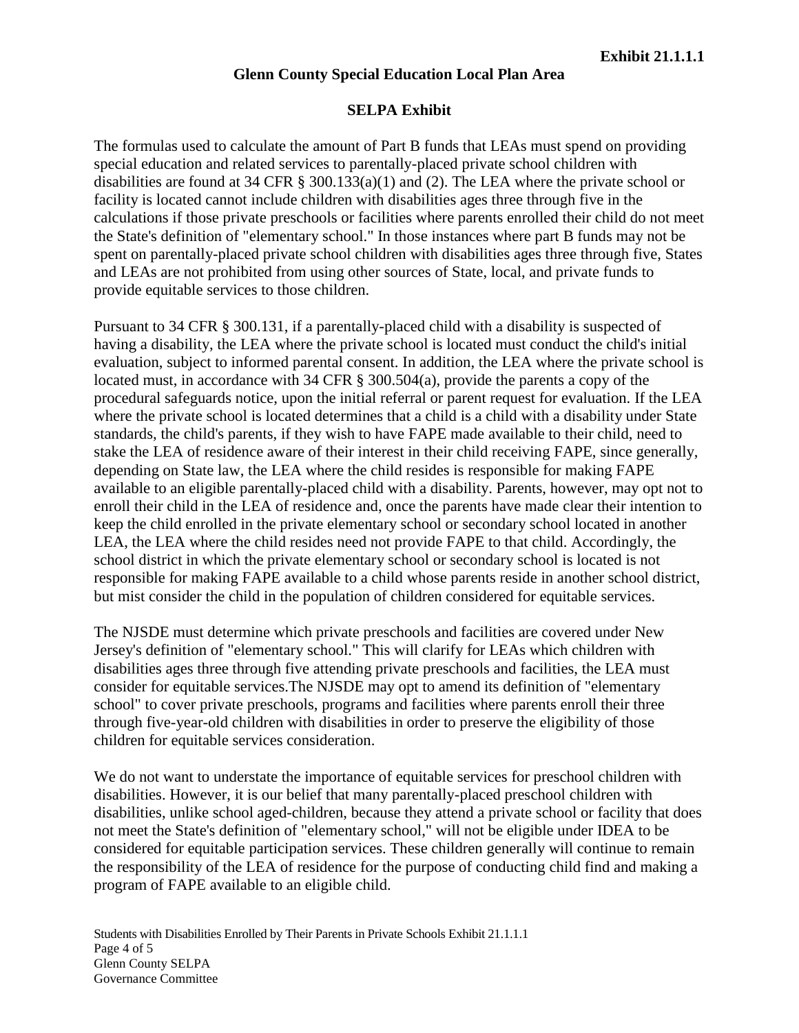**Exhibit 21.1.1.1**

**Glenn County Special Education Local Plan Area**

**SELPA Exhibit**

The formulas used to calculate the amount of Part B funds that LEAs must spend on providing special education and related services to parentally-placed private school children with disabilities are found at 34 CFR § 300.133(a)(1) and (2). The LEA where the private school or facility is located cannot include children with disabilities ages three through five in the calculations if those private preschools or facilities where parents enrolled their child do not meet the State's definition of "elementary school." In those instances where part B funds may not be spent on parentally-placed private school children with disabilities ages three through five, States and LEAs are not prohibited from using other sources of State, local, and private funds to provide equitable services to those children.

Pursuant to 34 CFR § 300.131, if a parentally-placed child with a disability is suspected of having a disability, the LEA where the private school is located must conduct the child's initial evaluation, subject to informed parental consent. In addition, the LEA where the private school is located must, in accordance with 34 CFR § 300.504(a), provide the parents a copy of the procedural safeguards notice, upon the initial referral or parent request for evaluation. If the LEA where the private school is located determines that a child is a child with a disability under State standards, the child's parents, if they wish to have FAPE made available to their child, need to stake the LEA of residence aware of their interest in their child receiving FAPE, since generally, depending on State law, the LEA where the child resides is responsible for making FAPE available to an eligible parentally-placed child with a disability. Parents, however, may opt not to enroll their child in the LEA of residence and, once the parents have made clear their intention to keep the child enrolled in the private elementary school or secondary school located in another LEA, the LEA where the child resides need not provide FAPE to that child. Accordingly, the school district in which the private elementary school or secondary school is located is not responsible for making FAPE available to a child whose parents reside in another school district, but mist consider the child in the population of children considered for equitable services.

The NJSDE must determine which private preschools and facilities are covered under New Jersey's definition of "elementary school." This will clarify for LEAs which children with disabilities ages three through five attending private preschools and facilities, the LEA must consider for equitable services.The NJSDE may opt to amend its definition of "elementary school" to cover private preschools, programs and facilities where parents enroll their three through five-year-old children with disabilities in order to preserve the eligibility of those children for equitable services consideration.

We do not want to understate the importance of equitable services for preschool children with disabilities. However, it is our belief that many parentally-placed preschool children with disabilities, unlike school aged-children, because they attend a private school or facility that does not meet the State's definition of "elementary school," will not be eligible under IDEA to be considered for equitable participation services. These children generally will continue to remain the responsibility of the LEA of residence for the purpose of conducting child find and making a program of FAPE available to an eligible child.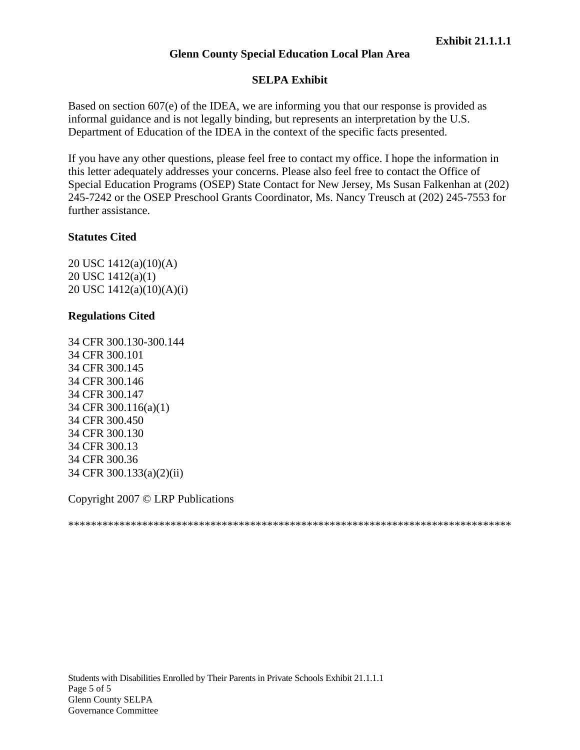**Exhibit 21.1.1.1**

**Glenn County Special Education Local Plan Area**

**SELPA Exhibit**

Based on section 607(e) of the IDEA, we are informing you that our response is provided as informal guidance and is not legally binding, but represents an interpretation by the U.S. Department of Education of the IDEA in the context of the specific facts presented.

If you have any other questions, please feel free to contact my office. I hope the information in this letter adequately addresses your concerns. Please also feel free to contact the Office of Special Education Programs (OSEP) State Contact for New Jersey, Ms Susan Falkenhan at (202) 245-7242 or the OSEP Preschool Grants Coordinator, Ms. Nancy Treusch at (202) 245-7553 for further assistance.

**Statutes Cited**

20 USC 1412(a)(10)(A)
20 USC 1412(a)(1)
20 USC 1412(a)(10)(A)(i)

**Regulations Cited**

34 CFR 300.130-300.144
34 CFR 300.101
34 CFR 300.145
34 CFR 300.146
34 CFR 300.147
34 CFR 300.116(a)(1)
34 CFR 300.450
34 CFR 300.130
34 CFR 300.13
34 CFR 300.36
34 CFR 300.133(a)(2)(ii)

Copyright 2007 © LRP Publications

********************************************************************************